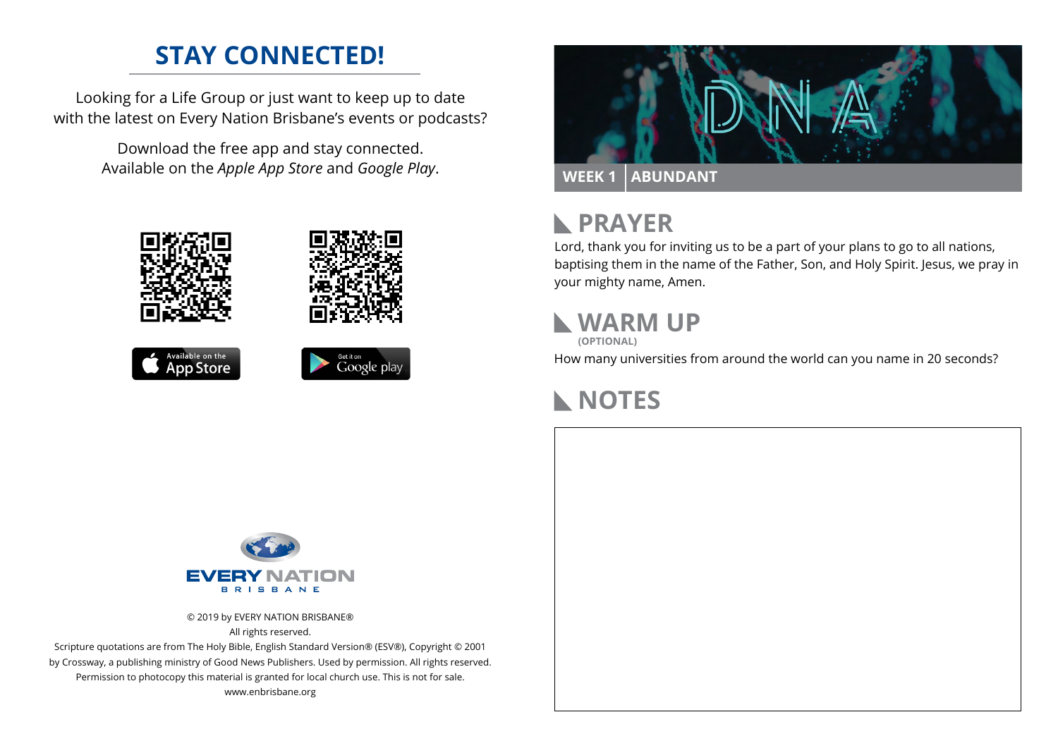# STAY CONNECTED!

Looking for a Life Group or just want to keep up to date with the latest on Every Nation Brisbane's events or podcasts?

Download the free app and stay connected. Available on the *Apple App Store* and *Google Play*.

Available on the App Store

Get it on Google play

EVERY NATION BRISBANE

© 2019 by EVERY NATION BRISBANE®
All rights reserved.
Scripture quotations are from The Holy Bible, English Standard Version® (ESV®), Copyright © 2001 by Crossway, a publishing ministry of Good News Publishers. Used by permission. All rights reserved.
Permission to photocopy this material is granted for local church use. This is not for sale.
www.enbrisbane.org

DNA

**WEEK 1 | ABUNDANT**

## PRAYER

Lord, thank you for inviting us to be a part of your plans to go to all nations, baptising them in the name of the Father, Son, and Holy Spirit. Jesus, we pray in your mighty name, Amen.

## WARM UP

**(OPTIONAL)**

How many universities from around the world can you name in 20 seconds?

## NOTES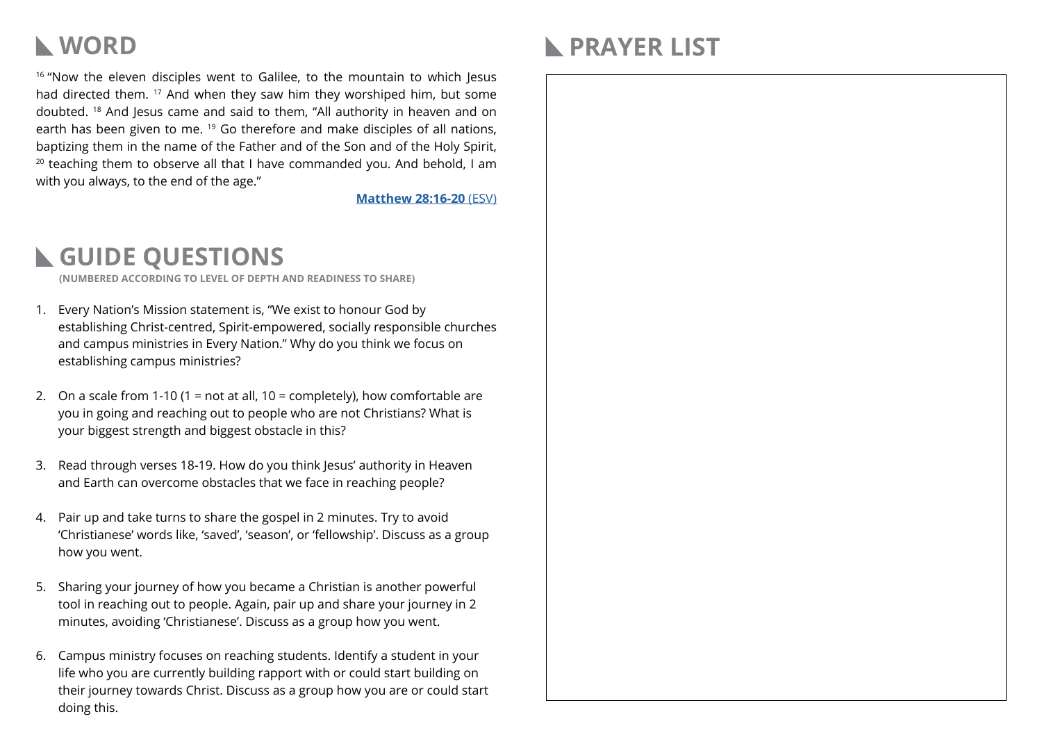## WORD

[16] "Now the eleven disciples went to Galilee, to the mountain to which Jesus had directed them. [17] And when they saw him they worshiped him, but some doubted. [18] And Jesus came and said to them, "All authority in heaven and on earth has been given to me. [19] Go therefore and make disciples of all nations, baptizing them in the name of the Father and of the Son and of the Holy Spirit, [20] teaching them to observe all that I have commanded you. And behold, I am with you always, to the end of the age."

**Matthew 28:16-20** (ESV)

## GUIDE QUESTIONS

**(NUMBERED ACCORDING TO LEVEL OF DEPTH AND READINESS TO SHARE)**

1. Every Nation's Mission statement is, "We exist to honour God by establishing Christ-centred, Spirit-empowered, socially responsible churches and campus ministries in Every Nation." Why do you think we focus on establishing campus ministries?

2. On a scale from 1-10 (1 = not at all, 10 = completely), how comfortable are you in going and reaching out to people who are not Christians? What is your biggest strength and biggest obstacle in this?

3. Read through verses 18-19. How do you think Jesus' authority in Heaven and Earth can overcome obstacles that we face in reaching people?

4. Pair up and take turns to share the gospel in 2 minutes. Try to avoid 'Christianese' words like, 'saved', 'season', or 'fellowship'. Discuss as a group how you went.

5. Sharing your journey of how you became a Christian is another powerful tool in reaching out to people. Again, pair up and share your journey in 2 minutes, avoiding 'Christianese'. Discuss as a group how you went.

6. Campus ministry focuses on reaching students. Identify a student in your life who you are currently building rapport with or could start building on their journey towards Christ. Discuss as a group how you are or could start doing this.

## PRAYER LIST